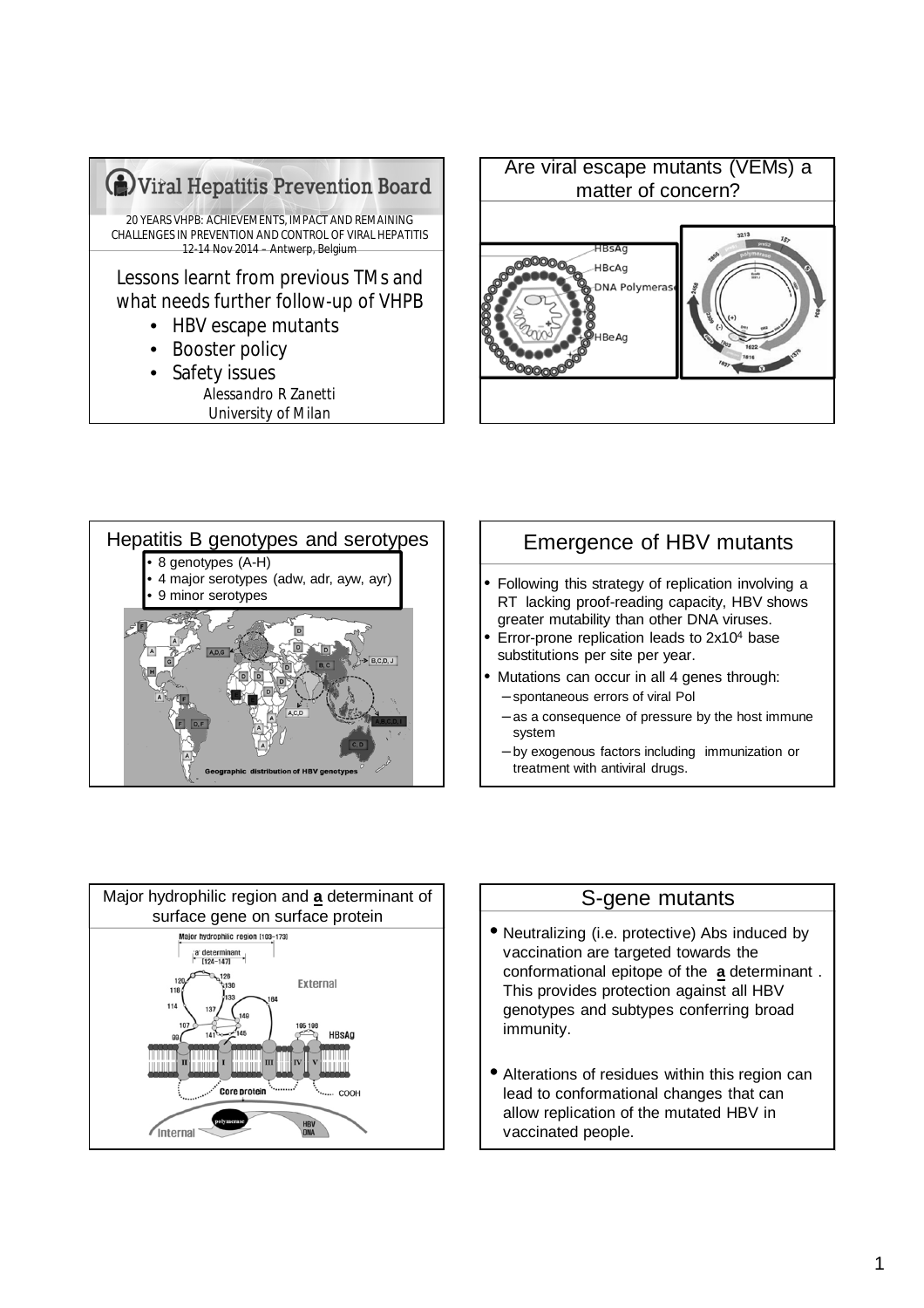# Viral Hepatitis Prevention Board

20 YEARS VHPB: ACHIEVEMENTS, IMPACT AND REMAINING CHALLENGES IN PREVENTION AND CONTROL OF VIRAL HEPATITIS
12-14 Nov 2014 – Antwerp, Belgium

Lessons learnt from previous TMs and what needs further follow-up of VHPB

- HBV escape mutants
- Booster policy
- Safety issues

*Alessandro R Zanetti*
*University of Milan*

---

## Are viral escape mutants (VEMs) a matter of concern?

HBsAg
HBcAg
DNA Polymerase
HBeAg

---

## Hepatitis B genotypes and serotypes

- 8 genotypes (A-H)
- 4 major serotypes (adw, adr, ayw, ayr)
- 9 minor serotypes

Geographic distribution of HBV genotypes

---

## Emergence of HBV mutants

- Following this strategy of replication involving a RT lacking proof-reading capacity, HBV shows greater mutability than other DNA viruses.
- Error-prone replication leads to $2x10^4$ base substitutions per site per year.
- Mutations can occur in all 4 genes through:
  - spontaneous errors of viral Pol
  - as a consequence of pressure by the host immune system
  - by exogenous factors including immunization or treatment with antiviral drugs.

---

## Major hydrophilic region and a determinant of surface gene on surface protein

Major hydrophilic region (100–173)
'a' determinant (124–147)

---

## S-gene mutants

- Neutralizing (i.e. protective) Abs induced by vaccination are targeted towards the conformational epitope of the **a** determinant. This provides protection against all HBV genotypes and subtypes conferring broad immunity.
- Alterations of residues within this region can lead to conformational changes that can allow replication of the mutated HBV in vaccinated people.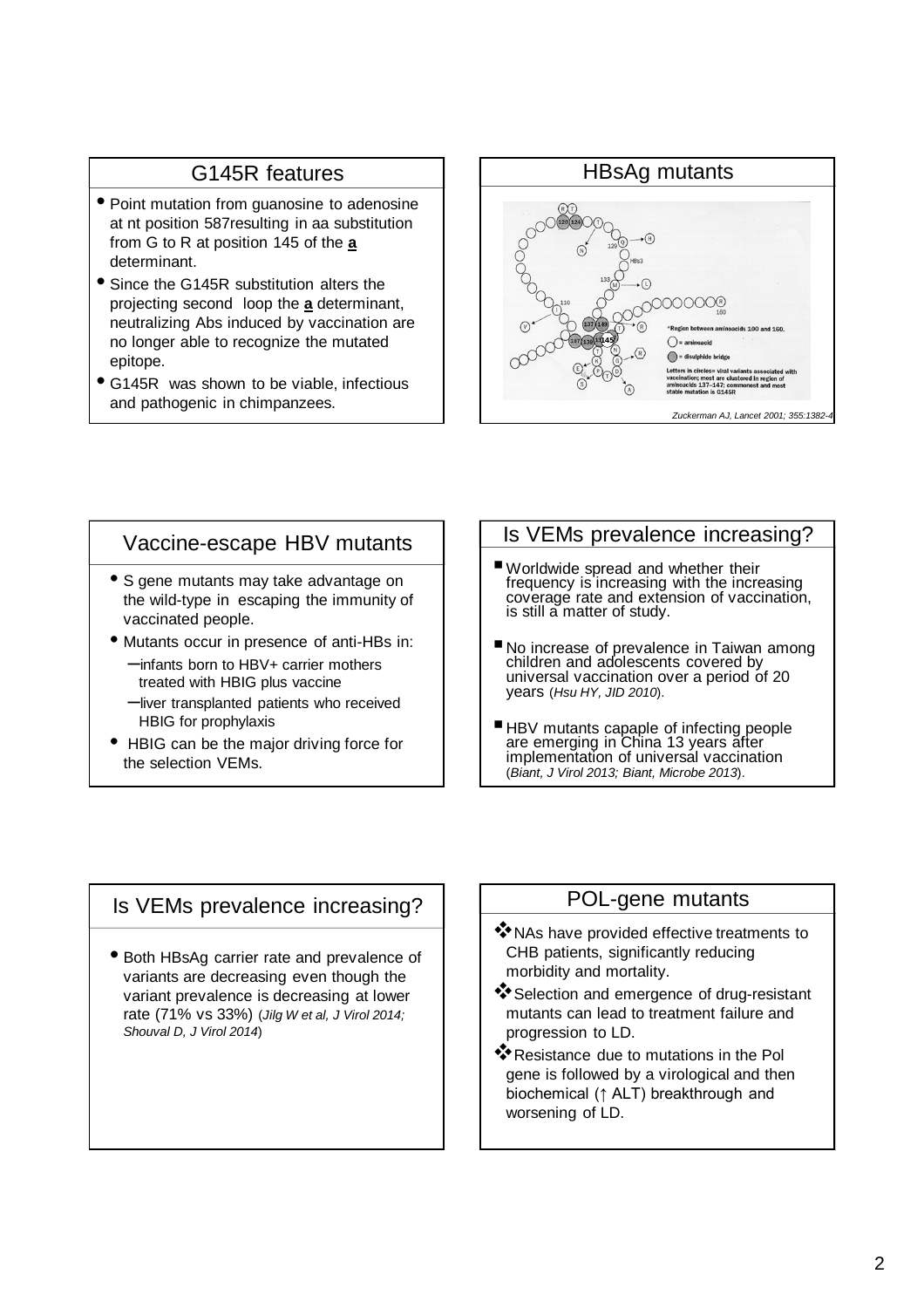## G145R features

- Point mutation from guanosine to adenosine at nt position 587resulting in aa substitution from G to R at position 145 of the **a** determinant.
- Since the G145R substitution alters the projecting second loop the **a** determinant, neutralizing Abs induced by vaccination are no longer able to recognize the mutated epitope.
- G145R was shown to be viable, infectious and pathogenic in chimpanzees.

## HBsAg mutants

*Zuckerman AJ, Lancet 2001; 355:1382-4*

## Vaccine-escape HBV mutants

- S gene mutants may take advantage on the wild-type in escaping the immunity of vaccinated people.
- Mutants occur in presence of anti-HBs in:
  - infants born to HBV+ carrier mothers treated with HBIG plus vaccine
  - liver transplanted patients who received HBIG for prophylaxis
- HBIG can be the major driving force for the selection VEMs.

## Is VEMs prevalence increasing?

- Worldwide spread and whether their frequency is increasing with the increasing coverage rate and extension of vaccination, is still a matter of study.
- No increase of prevalence in Taiwan among children and adolescents covered by universal vaccination over a period of 20 years (*Hsu HY, JID 2010*).
- HBV mutants capaple of infecting people are emerging in China 13 years after implementation of universal vaccination (*Biant, J Virol 2013; Biant, Microbe 2013*).

## Is VEMs prevalence increasing?

- Both HBsAg carrier rate and prevalence of variants are decreasing even though the variant prevalence is decreasing at lower rate (71% vs 33%) (*Jilg W et al, J Virol 2014; Shouval D, J Virol 2014*)

## POL-gene mutants

- NAs have provided effective treatments to CHB patients, significantly reducing morbidity and mortality.
- Selection and emergence of drug-resistant mutants can lead to treatment failure and progression to LD.
- Resistance due to mutations in the Pol gene is followed by a virological and then biochemical (↑ ALT) breakthrough and worsening of LD.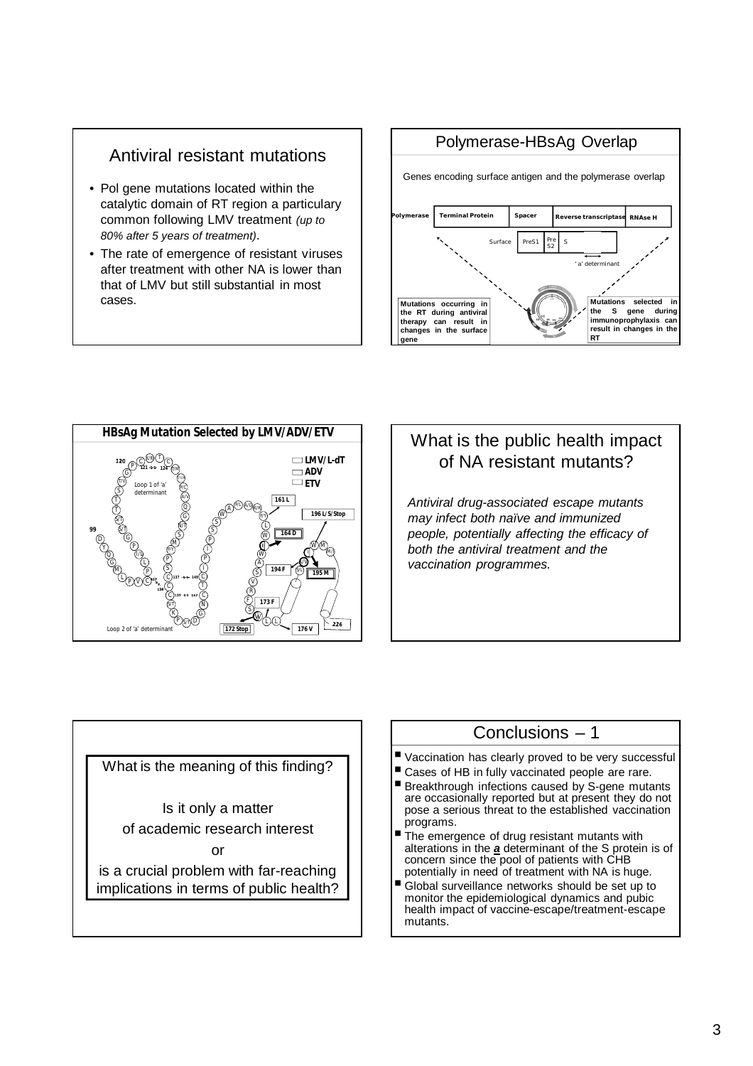## Antiviral resistant mutations

- Pol gene mutations located within the catalytic domain of RT region a particulary common following LMV treatment *(up to 80% after 5 years of treatment)*.
- The rate of emergence of resistant viruses after treatment with other NA is lower than that of LMV but still substantial in most cases.

## Polymerase-HBsAg Overlap

Genes encoding surface antigen and the polymerase overlap

Polymerase | Terminal Protein | Spacer | Reverse transcriptase | RNAse H

Surface | PreS1 | Pre S2 | S

'a' determinant

Mutations occurring in the RT during antiviral therapy can result in changes in the surface gene

Mutations selected in the S gene during immunoprophylaxis can result in changes in the RT

## HBsAg Mutation Selected by LMV/ADV/ETV

LMV/L-dT
ADV
ETV

Loop 1 of 'a' determinant

Loop 2 of 'a' determinant

161 L, 196 L/S/Stop, 164 D, 194 F, 195 M, 173 F, 172 Stop, 176 V, 226

## What is the public health impact of NA resistant mutants?

*Antiviral drug-associated escape mutants may infect both naïve and immunized people, potentially affecting the efficacy of both the antiviral treatment and the vaccination programmes.*

What is the meaning of this finding?

Is it only a matter
of academic research interest

or

is a crucial problem with far-reaching implications in terms of public health?

## Conclusions – 1

- Vaccination has clearly proved to be very successful
- Cases of HB in fully vaccinated people are rare.
- Breakthrough infections caused by S-gene mutants are occasionally reported but at present they do not pose a serious threat to the established vaccination programs.
- The emergence of drug resistant mutants with alterations in the ***a*** determinant of the S protein is of concern since the pool of patients with CHB potentially in need of treatment with NA is huge.
- Global surveillance networks should be set up to monitor the epidemiological dynamics and pubic health impact of vaccine-escape/treatment-escape mutants.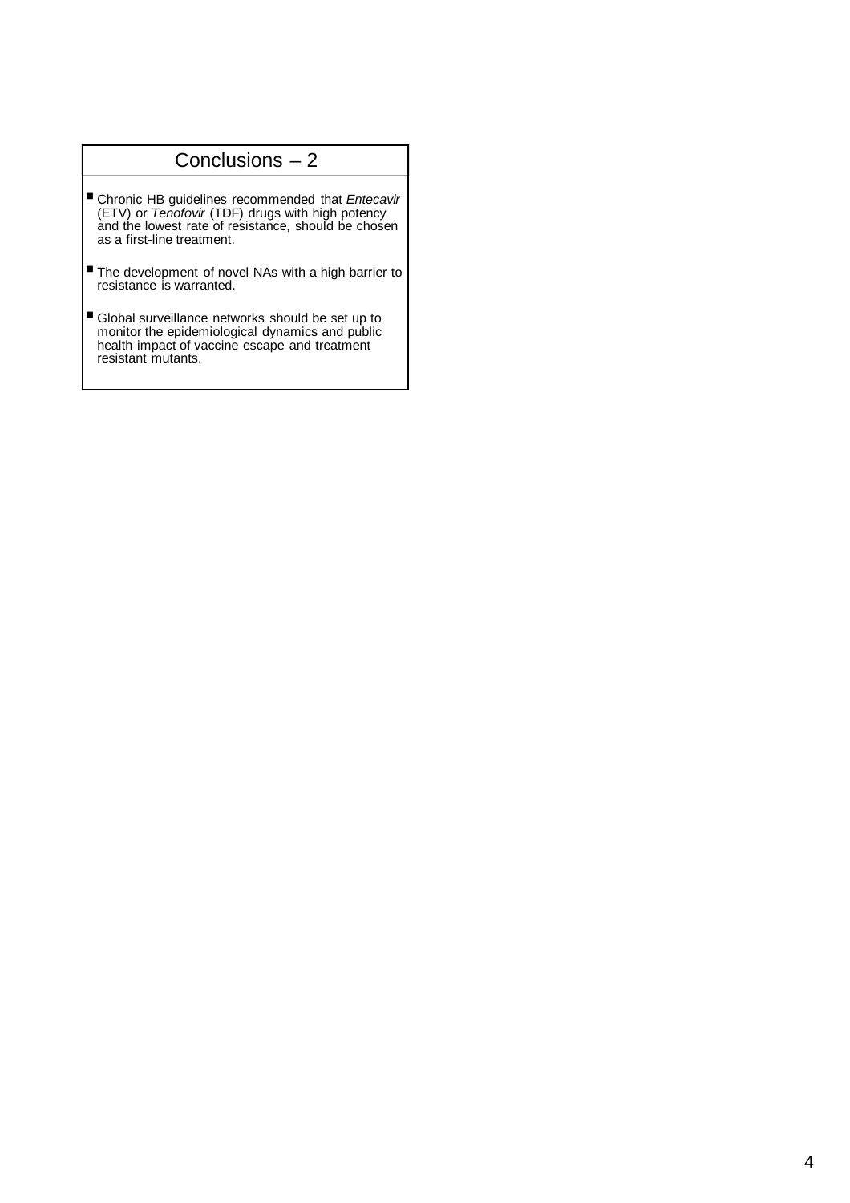## Conclusions – 2

- Chronic HB guidelines recommended that *Entecavir* (ETV) or *Tenofovir* (TDF) drugs with high potency and the lowest rate of resistance, should be chosen as a first-line treatment.
- The development of novel NAs with a high barrier to resistance is warranted.
- Global surveillance networks should be set up to monitor the epidemiological dynamics and public health impact of vaccine escape and treatment resistant mutants.